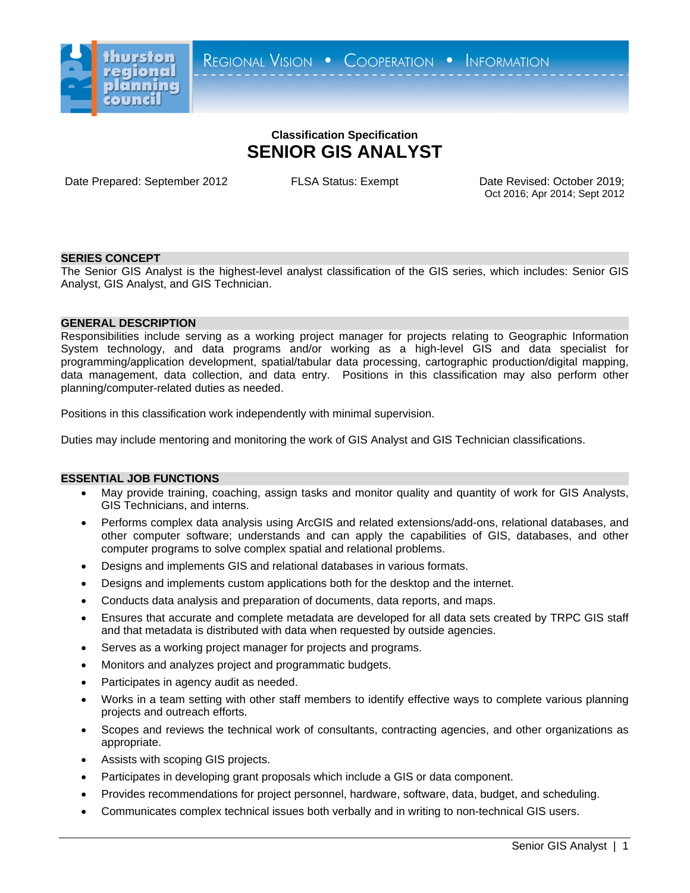thurston regional planning council

REGIONAL VISION • COOPERATION • INFORMATION

**Classification Specification**

# SENIOR GIS ANALYST

Date Prepared: September 2012

FLSA Status: Exempt

Date Revised: October 2019; Oct 2016; Apr 2014; Sept 2012

## SERIES CONCEPT

The Senior GIS Analyst is the highest-level analyst classification of the GIS series, which includes: Senior GIS Analyst, GIS Analyst, and GIS Technician.

## GENERAL DESCRIPTION

Responsibilities include serving as a working project manager for projects relating to Geographic Information System technology, and data programs and/or working as a high-level GIS and data specialist for programming/application development, spatial/tabular data processing, cartographic production/digital mapping, data management, data collection, and data entry. Positions in this classification may also perform other planning/computer-related duties as needed.

Positions in this classification work independently with minimal supervision.

Duties may include mentoring and monitoring the work of GIS Analyst and GIS Technician classifications.

## ESSENTIAL JOB FUNCTIONS

- May provide training, coaching, assign tasks and monitor quality and quantity of work for GIS Analysts, GIS Technicians, and interns.
- Performs complex data analysis using ArcGIS and related extensions/add-ons, relational databases, and other computer software; understands and can apply the capabilities of GIS, databases, and other computer programs to solve complex spatial and relational problems.
- Designs and implements GIS and relational databases in various formats.
- Designs and implements custom applications both for the desktop and the internet.
- Conducts data analysis and preparation of documents, data reports, and maps.
- Ensures that accurate and complete metadata are developed for all data sets created by TRPC GIS staff and that metadata is distributed with data when requested by outside agencies.
- Serves as a working project manager for projects and programs.
- Monitors and analyzes project and programmatic budgets.
- Participates in agency audit as needed.
- Works in a team setting with other staff members to identify effective ways to complete various planning projects and outreach efforts.
- Scopes and reviews the technical work of consultants, contracting agencies, and other organizations as appropriate.
- Assists with scoping GIS projects.
- Participates in developing grant proposals which include a GIS or data component.
- Provides recommendations for project personnel, hardware, software, data, budget, and scheduling.
- Communicates complex technical issues both verbally and in writing to non-technical GIS users.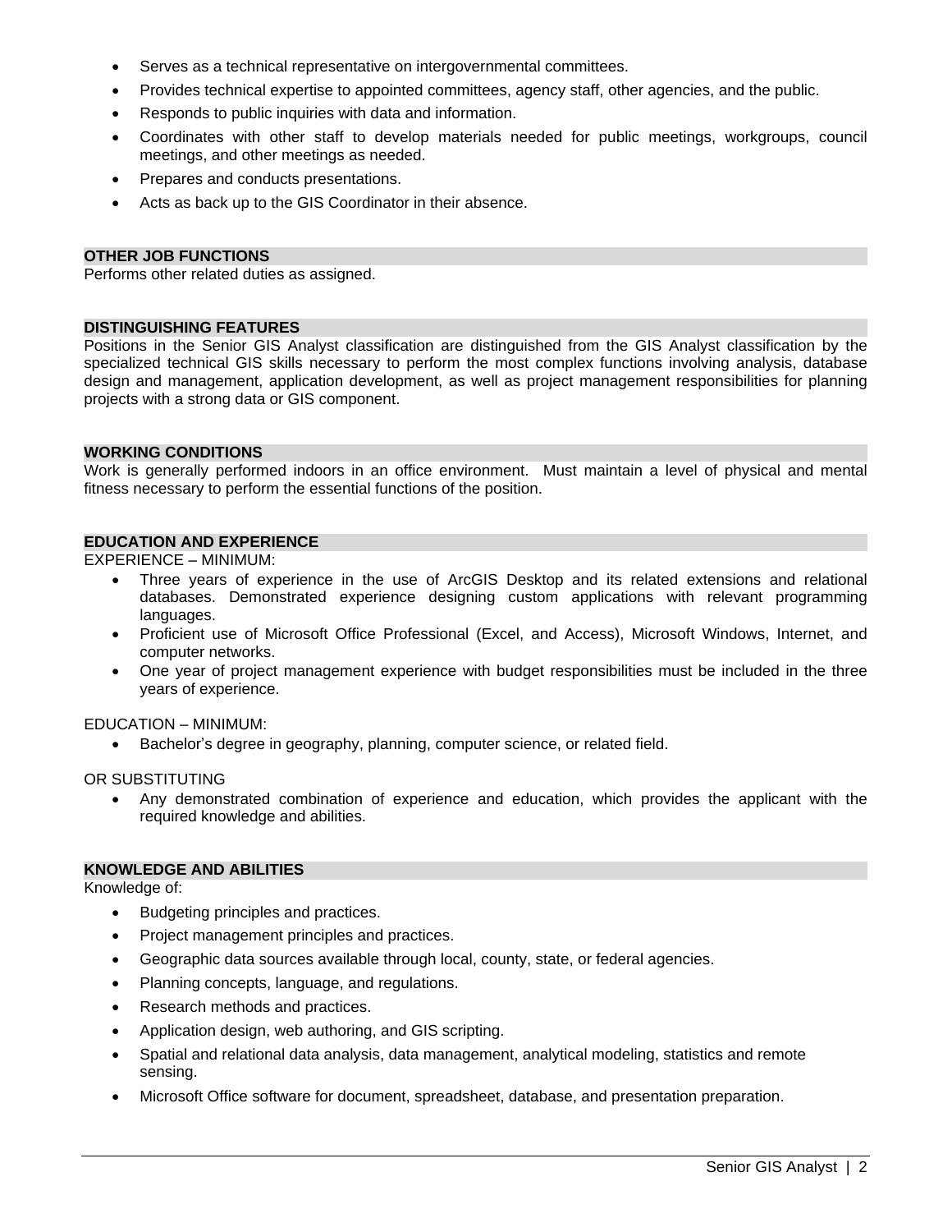- Serves as a technical representative on intergovernmental committees.
- Provides technical expertise to appointed committees, agency staff, other agencies, and the public.
- Responds to public inquiries with data and information.
- Coordinates with other staff to develop materials needed for public meetings, workgroups, council meetings, and other meetings as needed.
- Prepares and conducts presentations.
- Acts as back up to the GIS Coordinator in their absence.

## OTHER JOB FUNCTIONS

Performs other related duties as assigned.

## DISTINGUISHING FEATURES

Positions in the Senior GIS Analyst classification are distinguished from the GIS Analyst classification by the specialized technical GIS skills necessary to perform the most complex functions involving analysis, database design and management, application development, as well as project management responsibilities for planning projects with a strong data or GIS component.

## WORKING CONDITIONS

Work is generally performed indoors in an office environment. Must maintain a level of physical and mental fitness necessary to perform the essential functions of the position.

## EDUCATION AND EXPERIENCE

EXPERIENCE – MINIMUM:

- Three years of experience in the use of ArcGIS Desktop and its related extensions and relational databases. Demonstrated experience designing custom applications with relevant programming languages.
- Proficient use of Microsoft Office Professional (Excel, and Access), Microsoft Windows, Internet, and computer networks.
- One year of project management experience with budget responsibilities must be included in the three years of experience.

EDUCATION – MINIMUM:

- Bachelor's degree in geography, planning, computer science, or related field.

OR SUBSTITUTING

- Any demonstrated combination of experience and education, which provides the applicant with the required knowledge and abilities.

## KNOWLEDGE AND ABILITIES

Knowledge of:

- Budgeting principles and practices.
- Project management principles and practices.
- Geographic data sources available through local, county, state, or federal agencies.
- Planning concepts, language, and regulations.
- Research methods and practices.
- Application design, web authoring, and GIS scripting.
- Spatial and relational data analysis, data management, analytical modeling, statistics and remote sensing.
- Microsoft Office software for document, spreadsheet, database, and presentation preparation.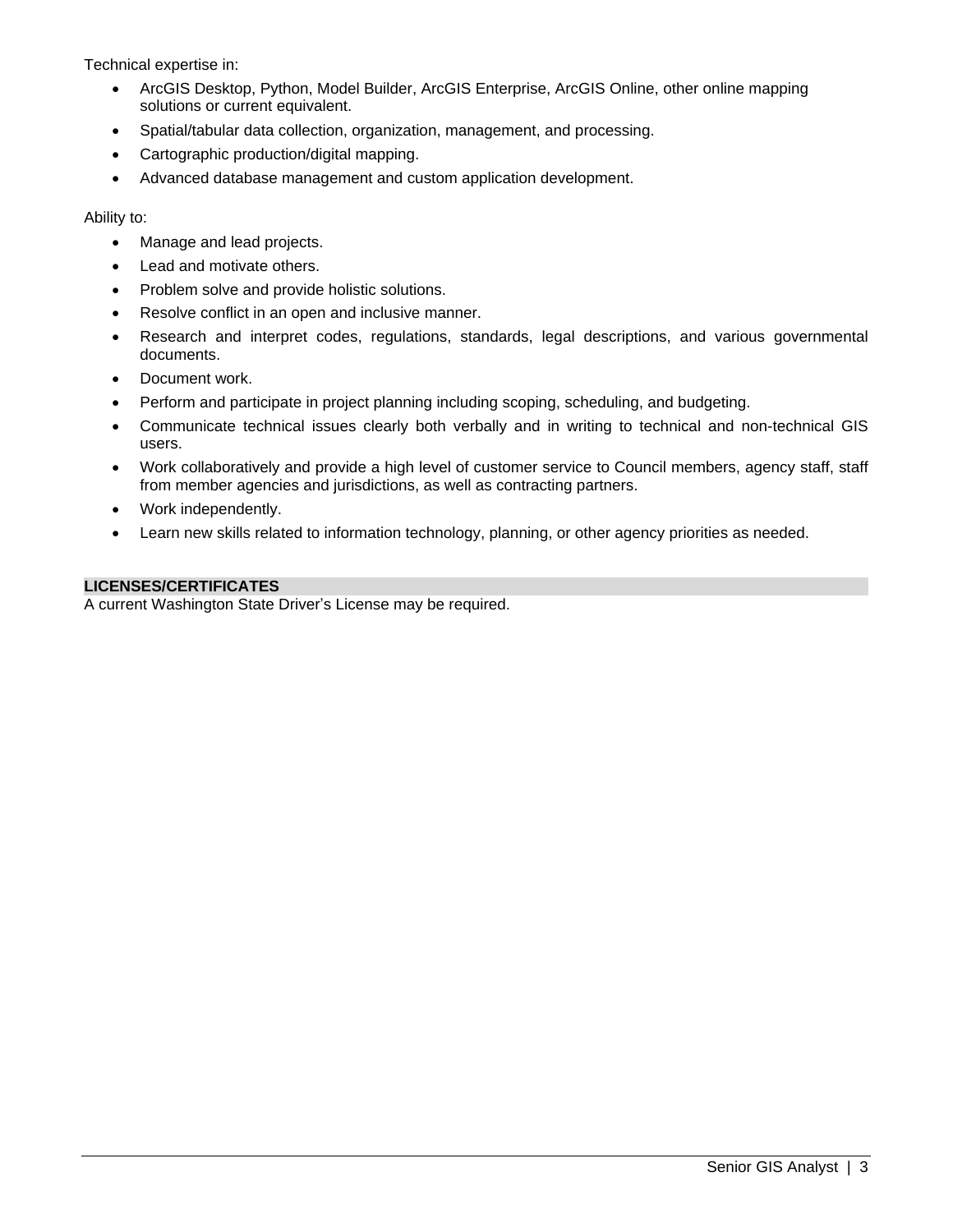Technical expertise in:

- ArcGIS Desktop, Python, Model Builder, ArcGIS Enterprise, ArcGIS Online, other online mapping solutions or current equivalent.
- Spatial/tabular data collection, organization, management, and processing.
- Cartographic production/digital mapping.
- Advanced database management and custom application development.

Ability to:

- Manage and lead projects.
- Lead and motivate others.
- Problem solve and provide holistic solutions.
- Resolve conflict in an open and inclusive manner.
- Research and interpret codes, regulations, standards, legal descriptions, and various governmental documents.
- Document work.
- Perform and participate in project planning including scoping, scheduling, and budgeting.
- Communicate technical issues clearly both verbally and in writing to technical and non-technical GIS users.
- Work collaboratively and provide a high level of customer service to Council members, agency staff, staff from member agencies and jurisdictions, as well as contracting partners.
- Work independently.
- Learn new skills related to information technology, planning, or other agency priorities as needed.

## LICENSES/CERTIFICATES

A current Washington State Driver's License may be required.